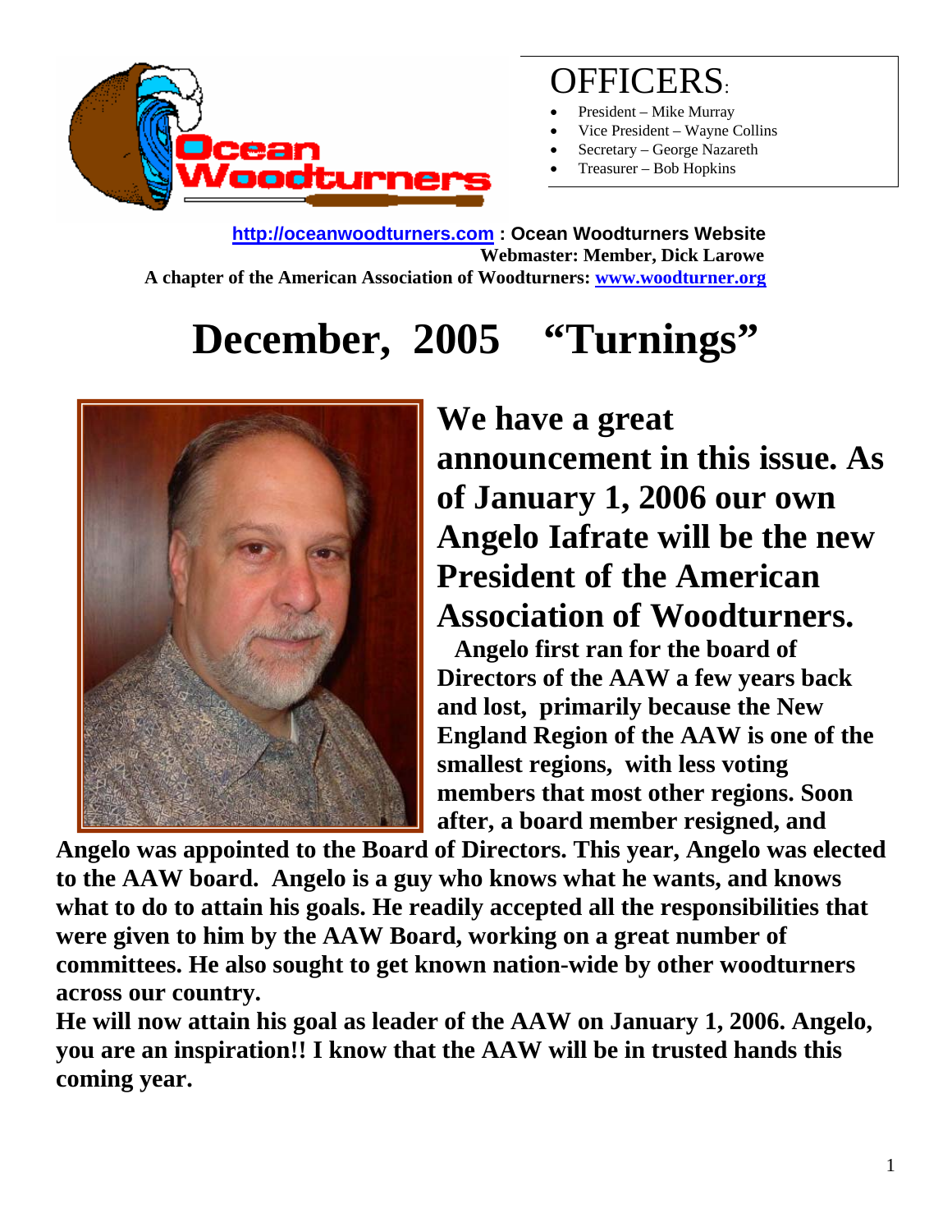# OFFICERS:

- President – Mike Murray
- Vice President – Wayne Collins
- Secretary – George Nazareth
- Treasurer – Bob Hopkins

**http://oceanwoodturners.com : Ocean Woodturners Website**
**Webmaster: Member, Dick Larowe**
**A chapter of the American Association of Woodturners: www.woodturner.org**

# December, 2005 "Turnings"

## We have a great announcement in this issue. As of January 1, 2006 our own Angelo Iafrate will be the new President of the American Association of Woodturners.

**Angelo first ran for the board of Directors of the AAW a few years back and lost, primarily because the New England Region of the AAW is one of the smallest regions, with less voting members that most other regions. Soon after, a board member resigned, and Angelo was appointed to the Board of Directors. This year, Angelo was elected to the AAW board. Angelo is a guy who knows what he wants, and knows what to do to attain his goals. He readily accepted all the responsibilities that were given to him by the AAW Board, working on a great number of committees. He also sought to get known nation-wide by other woodturners across our country.**

**He will now attain his goal as leader of the AAW on January 1, 2006. Angelo, you are an inspiration!! I know that the AAW will be in trusted hands this coming year.**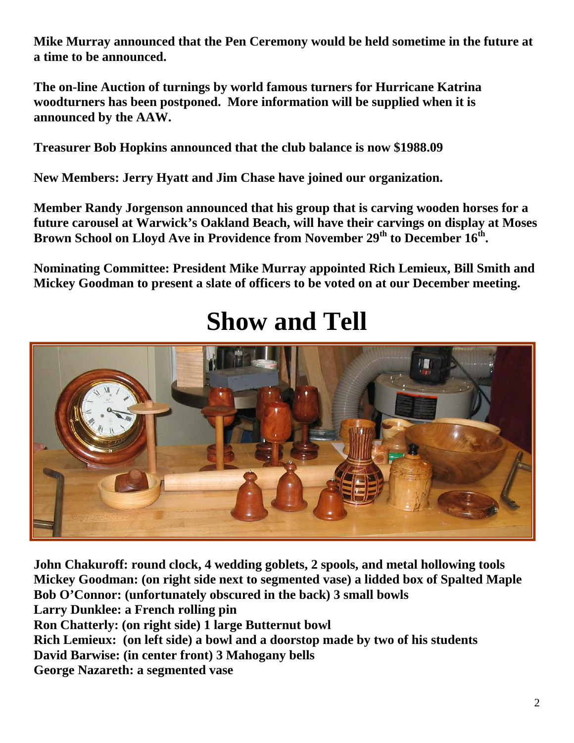**Mike Murray announced that the Pen Ceremony would be held sometime in the future at a time to be announced.**

**The on-line Auction of turnings by world famous turners for Hurricane Katrina woodturners has been postponed. More information will be supplied when it is announced by the AAW.**

**Treasurer Bob Hopkins announced that the club balance is now $1988.09**

**New Members: Jerry Hyatt and Jim Chase have joined our organization.**

**Member Randy Jorgenson announced that his group that is carving wooden horses for a future carousel at Warwick's Oakland Beach, will have their carvings on display at Moses Brown School on Lloyd Ave in Providence from November 29th to December 16th.**

**Nominating Committee: President Mike Murray appointed Rich Lemieux, Bill Smith and Mickey Goodman to present a slate of officers to be voted on at our December meeting.**

# Show and Tell

**John Chakuroff: round clock, 4 wedding goblets, 2 spools, and metal hollowing tools**
**Mickey Goodman: (on right side next to segmented vase) a lidded box of Spalted Maple**
**Bob O'Connor: (unfortunately obscured in the back) 3 small bowls**
**Larry Dunklee: a French rolling pin**
**Ron Chatterly: (on right side) 1 large Butternut bowl**
**Rich Lemieux: (on left side) a bowl and a doorstop made by two of his students**
**David Barwise: (in center front) 3 Mahogany bells**
**George Nazareth: a segmented vase**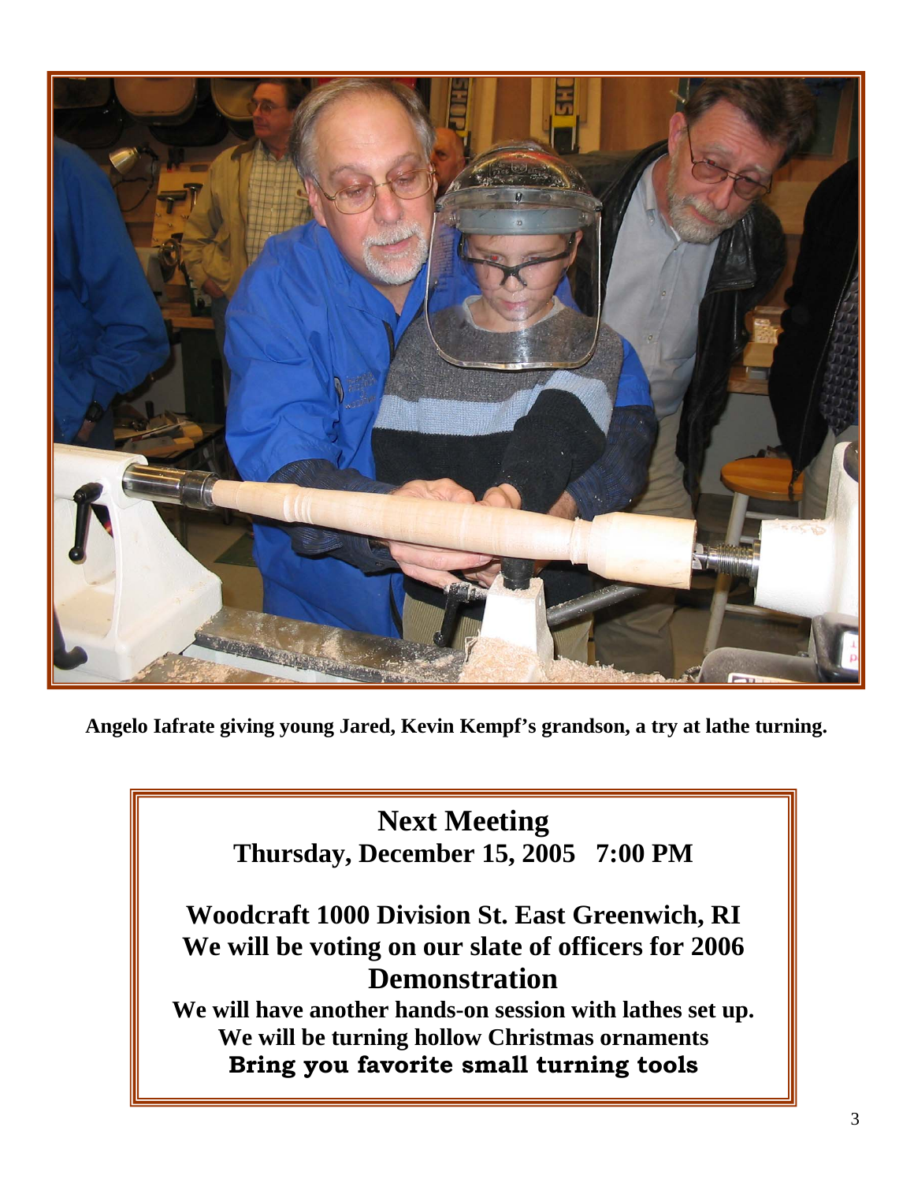Angelo Iafrate giving young Jared, Kevin Kempf's grandson, a try at lathe turning.

## Next Meeting

**Thursday, December 15, 2005 7:00 PM**

**Woodcraft 1000 Division St. East Greenwich, RI**

**We will be voting on our slate of officers for 2006**

## Demonstration

**We will have another hands-on session with lathes set up.**

**We will be turning hollow Christmas ornaments**

**Bring you favorite small turning tools**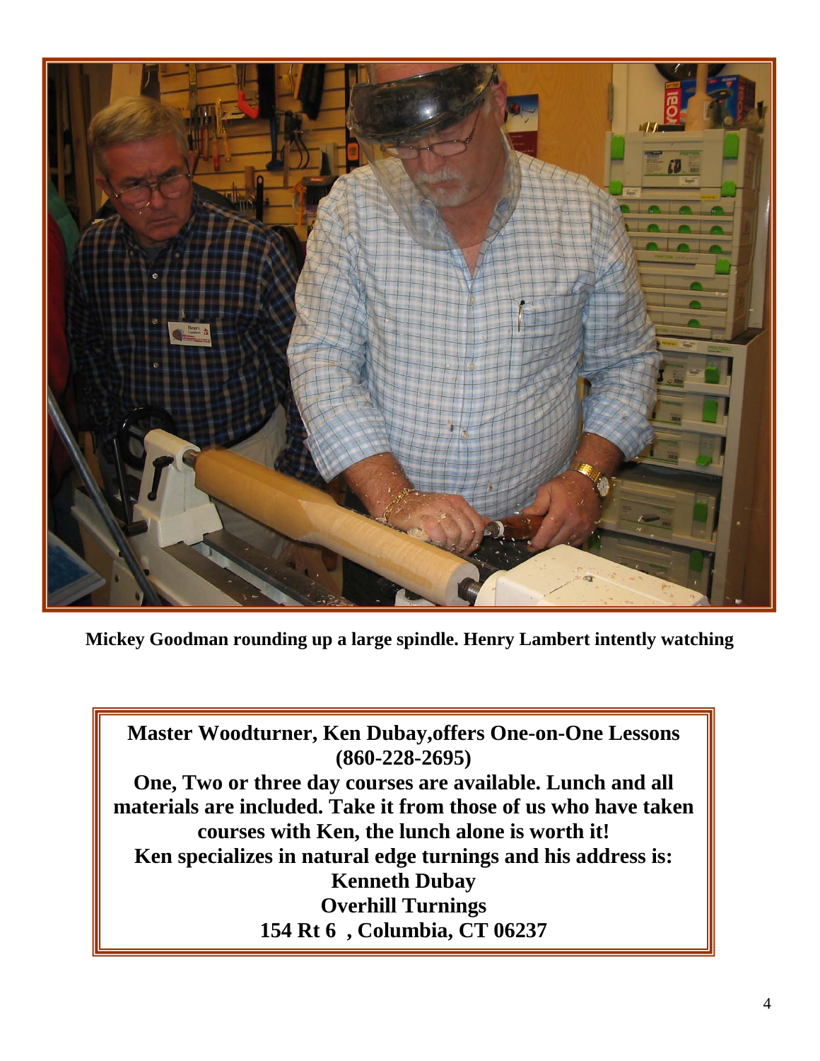**Mickey Goodman rounding up a large spindle. Henry Lambert intently watching**

**Master Woodturner, Ken Dubay,offers One-on-One Lessons (860-228-2695)**

**One, Two or three day courses are available. Lunch and all materials are included. Take it from those of us who have taken courses with Ken, the lunch alone is worth it!**

**Ken specializes in natural edge turnings and his address is:**

**Kenneth Dubay**

**Overhill Turnings**

**154 Rt 6 , Columbia, CT 06237**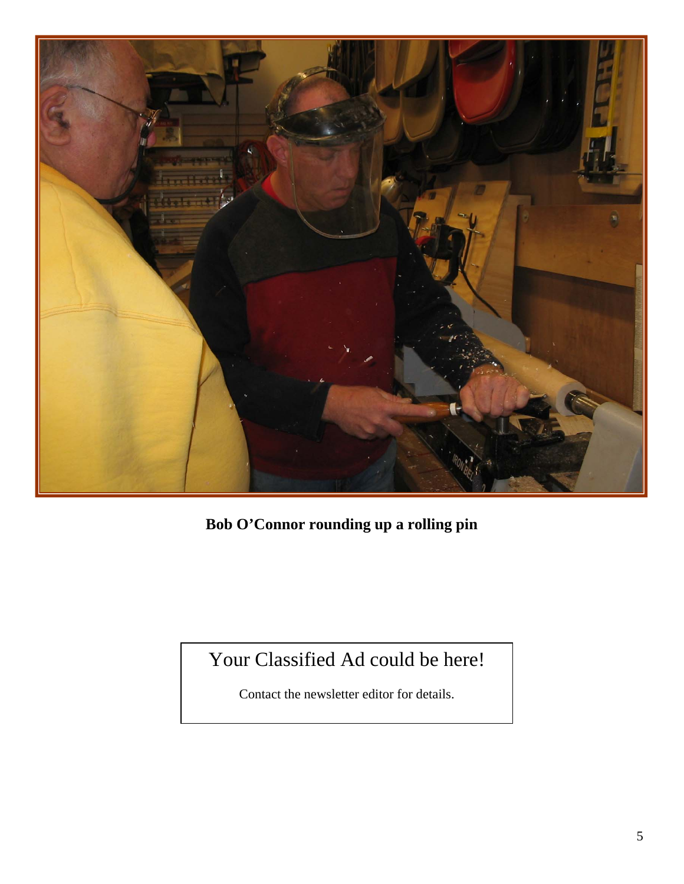**Bob O'Connor rounding up a rolling pin**

Your Classified Ad could be here!

Contact the newsletter editor for details.